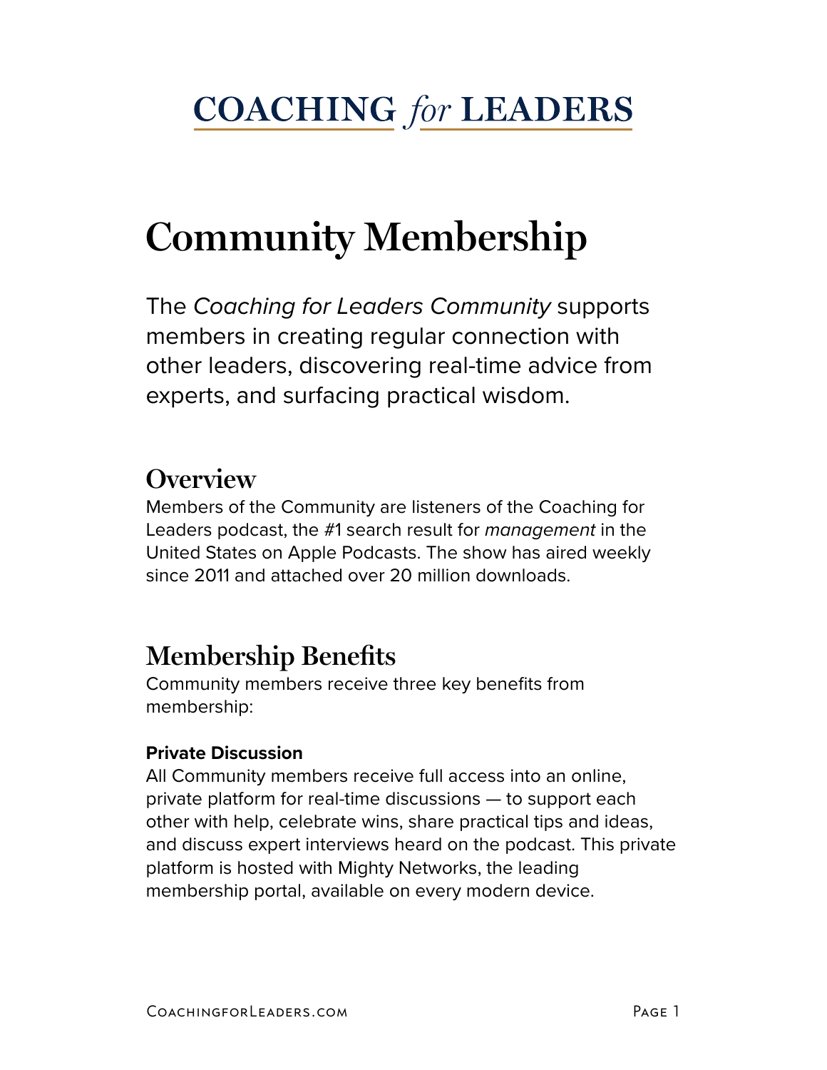# COACHING *for* LEADERS

# Community Membership

The *Coaching for Leaders Community* supports members in creating regular connection with other leaders, discovering real-time advice from experts, and surfacing practical wisdom.

## Overview

Members of the Community are listeners of the Coaching for Leaders podcast, the #1 search result for *management* in the United States on Apple Podcasts. The show has aired weekly since 2011 and attached over 20 million downloads.

## Membership Benefits

Community members receive three key benefits from membership:

### Private Discussion

All Community members receive full access into an online, private platform for real-time discussions — to support each other with help, celebrate wins, share practical tips and ideas, and discuss expert interviews heard on the podcast. This private platform is hosted with Mighty Networks, the leading membership portal, available on every modern device.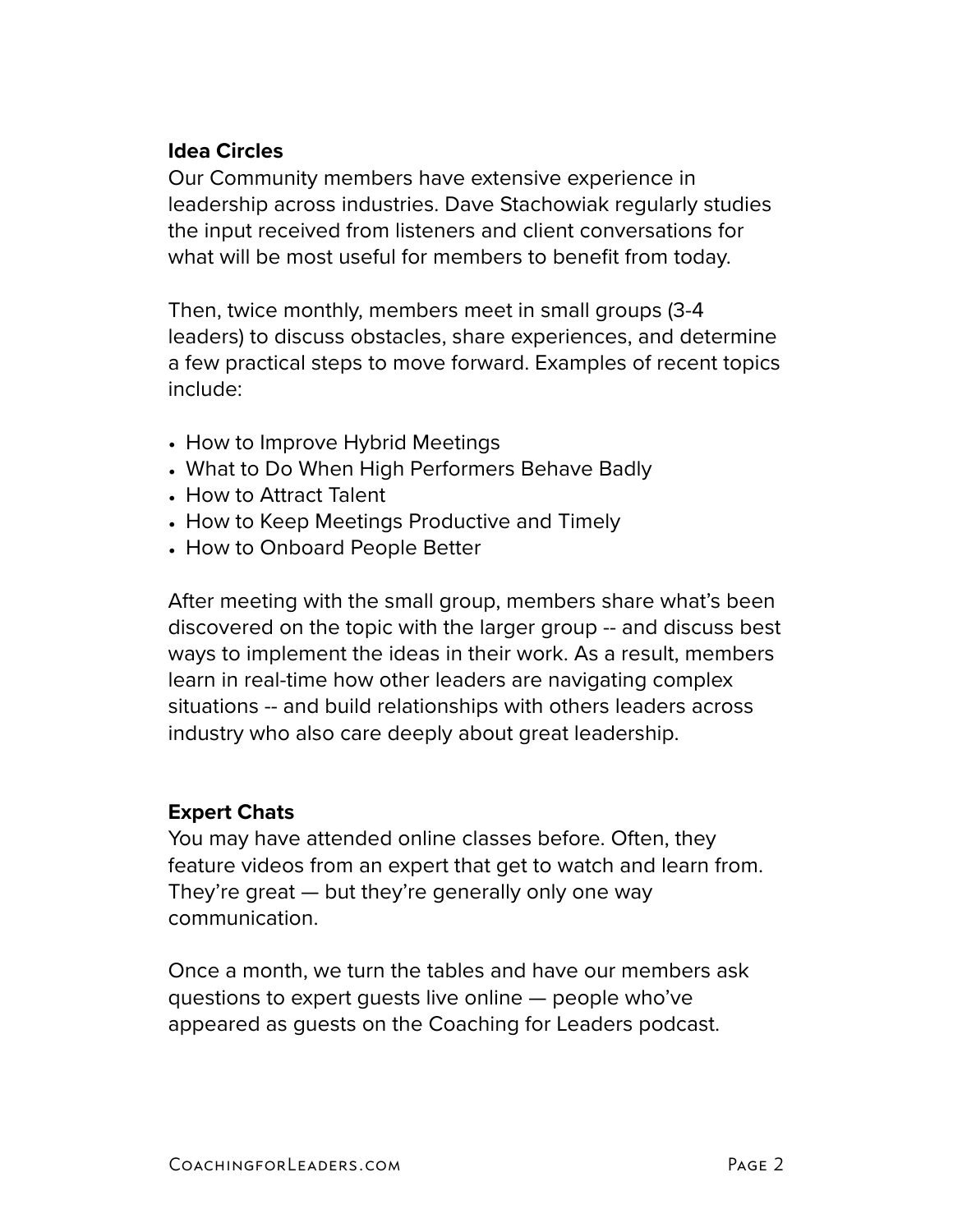**Idea Circles**

Our Community members have extensive experience in leadership across industries. Dave Stachowiak regularly studies the input received from listeners and client conversations for what will be most useful for members to benefit from today.

Then, twice monthly, members meet in small groups (3-4 leaders) to discuss obstacles, share experiences, and determine a few practical steps to move forward. Examples of recent topics include:

- How to Improve Hybrid Meetings
- What to Do When High Performers Behave Badly
- How to Attract Talent
- How to Keep Meetings Productive and Timely
- How to Onboard People Better

After meeting with the small group, members share what's been discovered on the topic with the larger group -- and discuss best ways to implement the ideas in their work. As a result, members learn in real-time how other leaders are navigating complex situations -- and build relationships with others leaders across industry who also care deeply about great leadership.

**Expert Chats**

You may have attended online classes before. Often, they feature videos from an expert that get to watch and learn from. They're great — but they're generally only one way communication.

Once a month, we turn the tables and have our members ask questions to expert guests live online — people who've appeared as guests on the Coaching for Leaders podcast.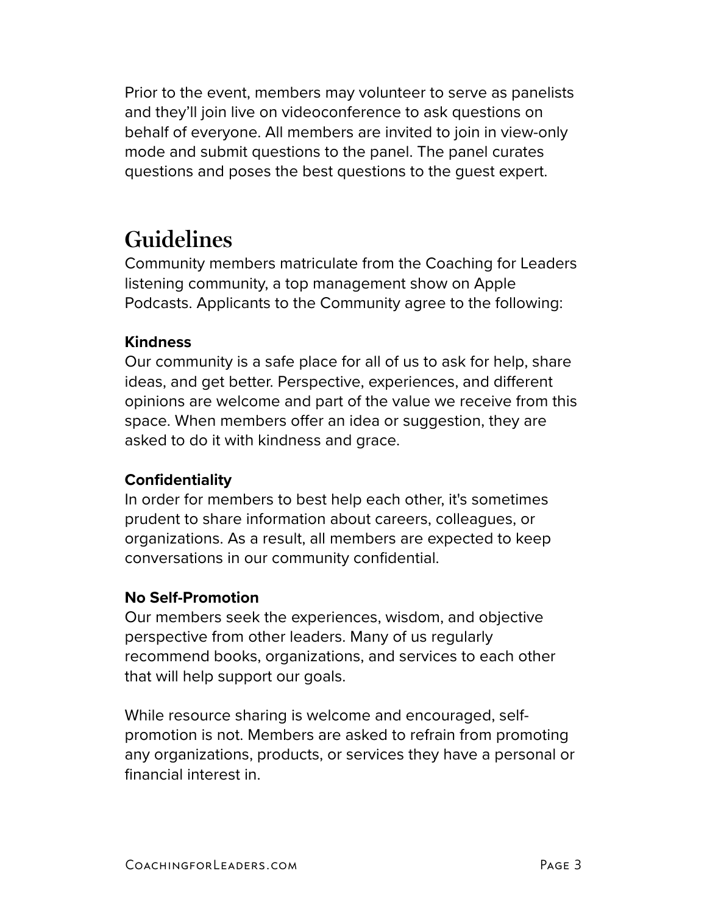Prior to the event, members may volunteer to serve as panelists and they'll join live on videoconference to ask questions on behalf of everyone. All members are invited to join in view-only mode and submit questions to the panel. The panel curates questions and poses the best questions to the guest expert.

# Guidelines

Community members matriculate from the Coaching for Leaders listening community, a top management show on Apple Podcasts. Applicants to the Community agree to the following:

**Kindness**

Our community is a safe place for all of us to ask for help, share ideas, and get better. Perspective, experiences, and different opinions are welcome and part of the value we receive from this space. When members offer an idea or suggestion, they are asked to do it with kindness and grace.

**Confidentiality**

In order for members to best help each other, it's sometimes prudent to share information about careers, colleagues, or organizations. As a result, all members are expected to keep conversations in our community confidential.

**No Self-Promotion**

Our members seek the experiences, wisdom, and objective perspective from other leaders. Many of us regularly recommend books, organizations, and services to each other that will help support our goals.

While resource sharing is welcome and encouraged, self-promotion is not. Members are asked to refrain from promoting any organizations, products, or services they have a personal or financial interest in.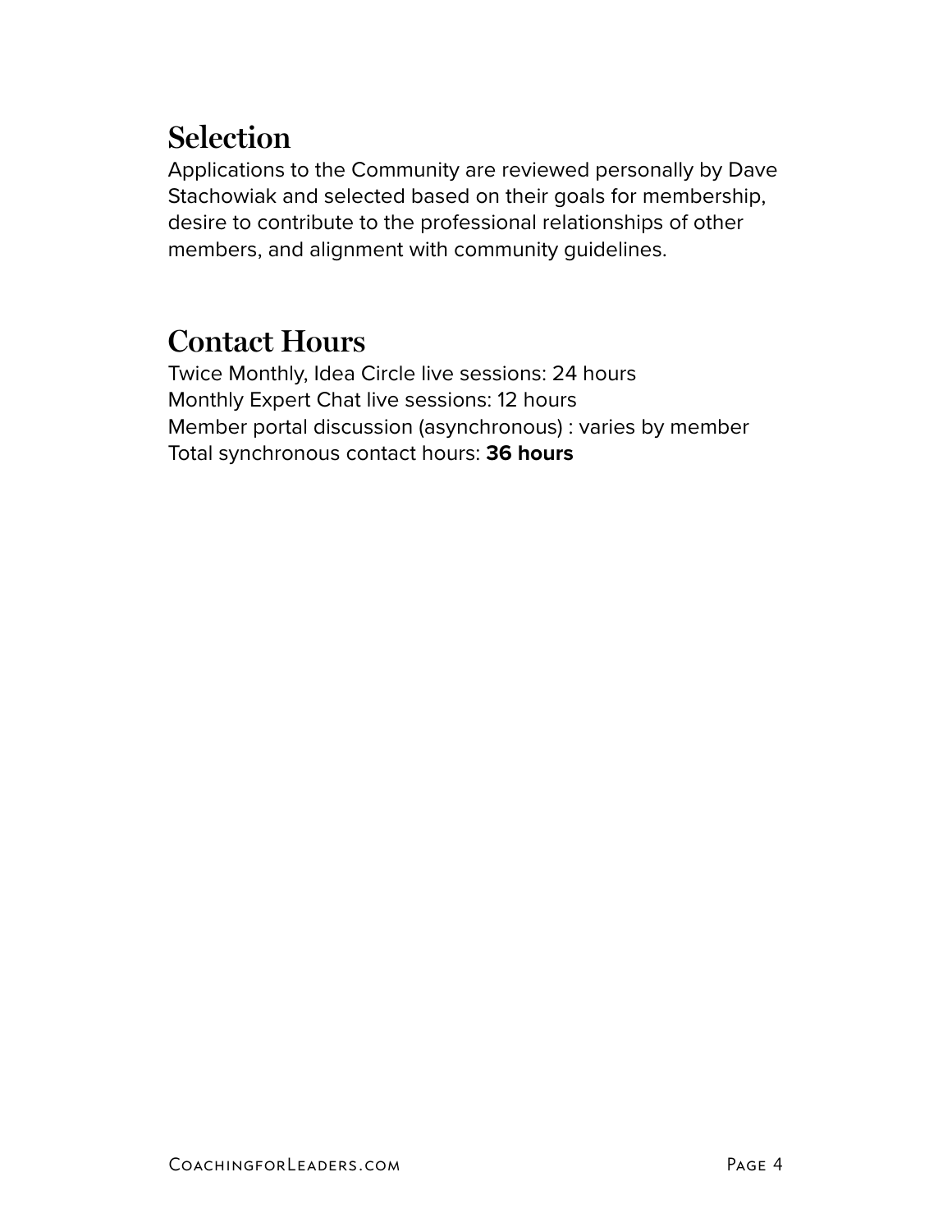## Selection

Applications to the Community are reviewed personally by Dave Stachowiak and selected based on their goals for membership, desire to contribute to the professional relationships of other members, and alignment with community guidelines.

## Contact Hours

Twice Monthly, Idea Circle live sessions: 24 hours
Monthly Expert Chat live sessions: 12 hours
Member portal discussion (asynchronous) : varies by member
Total synchronous contact hours: **36 hours**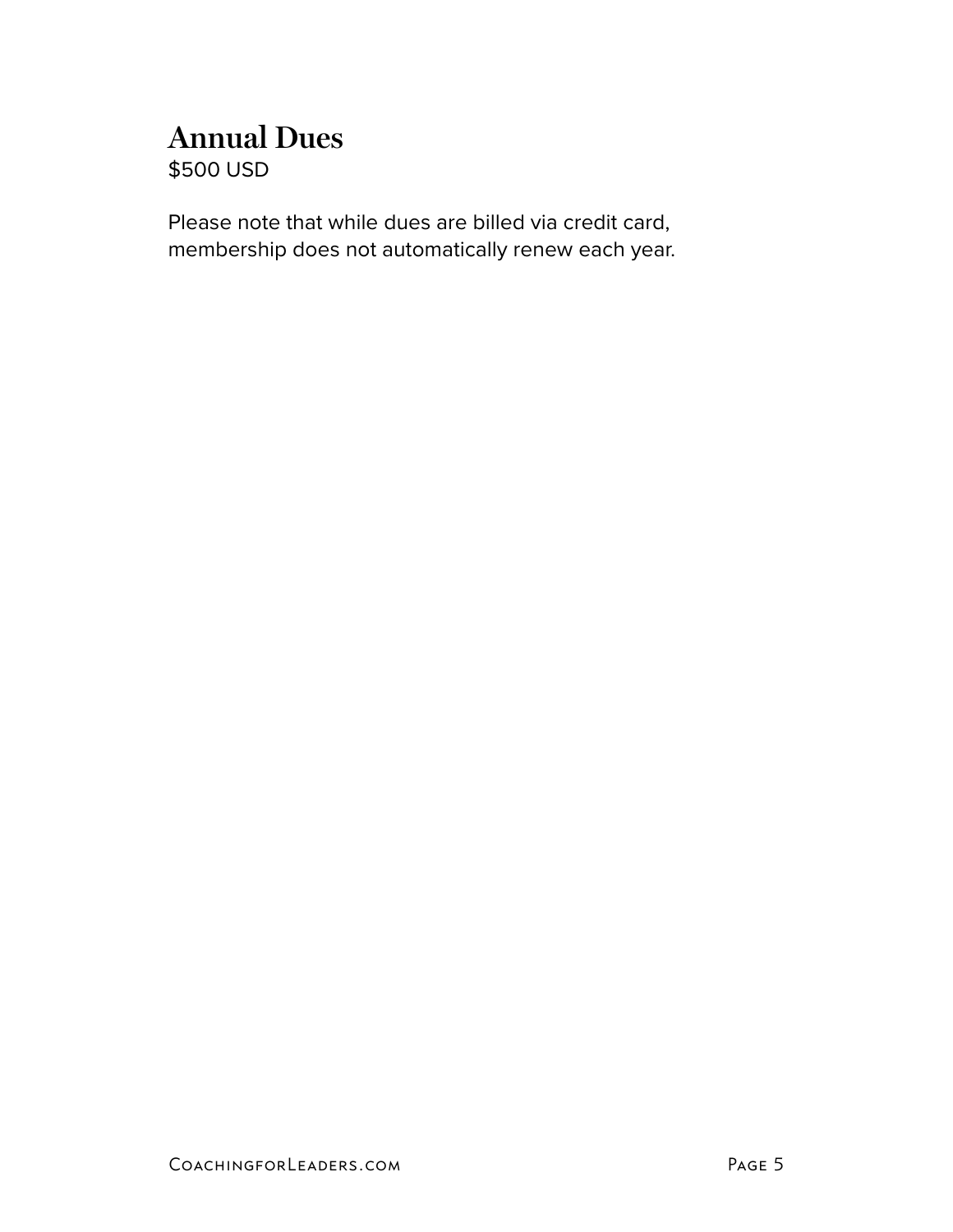## Annual Dues

$500 USD

Please note that while dues are billed via credit card, membership does not automatically renew each year.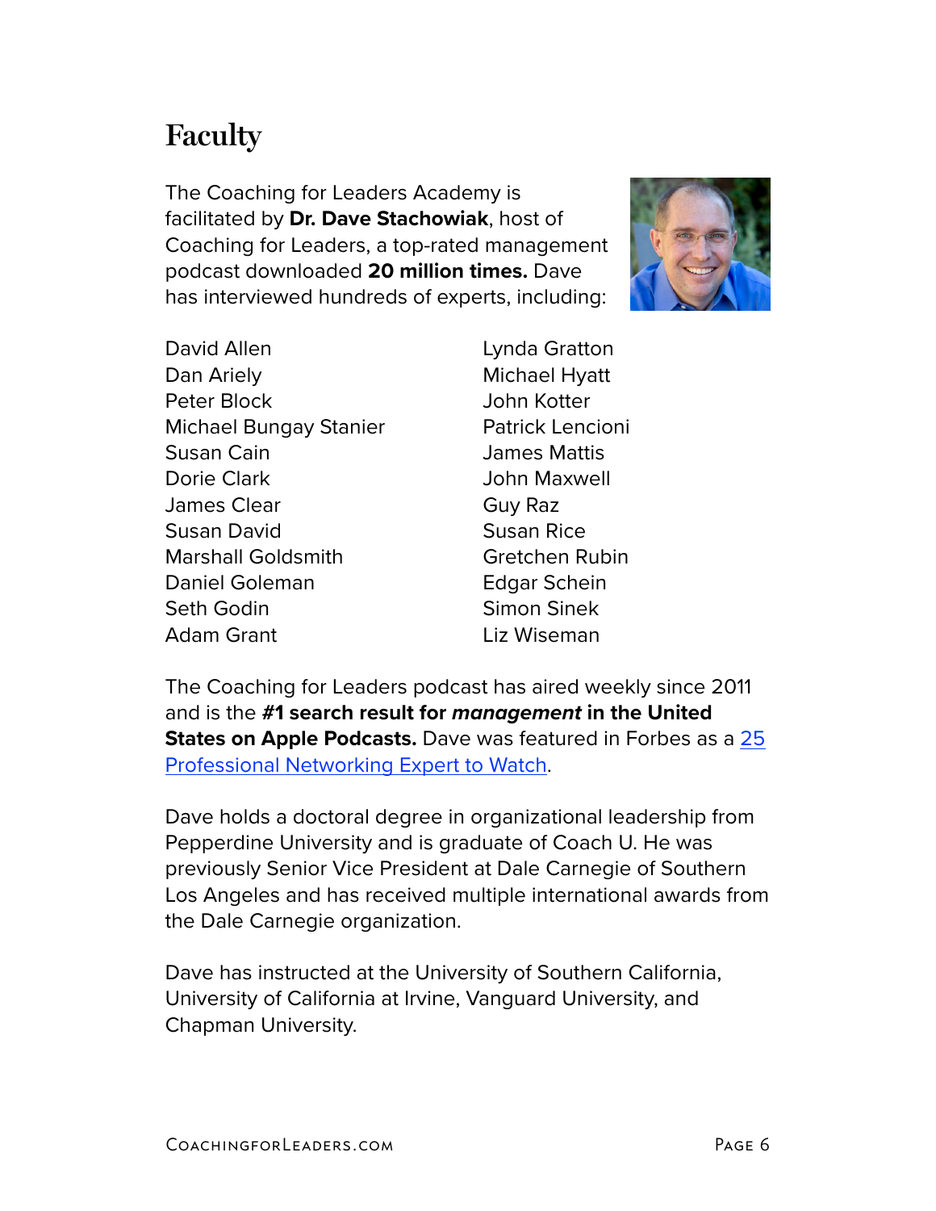# Faculty

The Coaching for Leaders Academy is facilitated by **Dr. Dave Stachowiak**, host of Coaching for Leaders, a top-rated management podcast downloaded **20 million times.** Dave has interviewed hundreds of experts, including:

David Allen
Dan Ariely
Peter Block
Michael Bungay Stanier
Susan Cain
Dorie Clark
James Clear
Susan David
Marshall Goldsmith
Daniel Goleman
Seth Godin
Adam Grant
Lynda Gratton
Michael Hyatt
John Kotter
Patrick Lencioni
James Mattis
John Maxwell
Guy Raz
Susan Rice
Gretchen Rubin
Edgar Schein
Simon Sinek
Liz Wiseman

The Coaching for Leaders podcast has aired weekly since 2011 and is the **#1 search result for *management* in the United States on Apple Podcasts.** Dave was featured in Forbes as a 25 Professional Networking Expert to Watch.

Dave holds a doctoral degree in organizational leadership from Pepperdine University and is graduate of Coach U. He was previously Senior Vice President at Dale Carnegie of Southern Los Angeles and has received multiple international awards from the Dale Carnegie organization.

Dave has instructed at the University of Southern California, University of California at Irvine, Vanguard University, and Chapman University.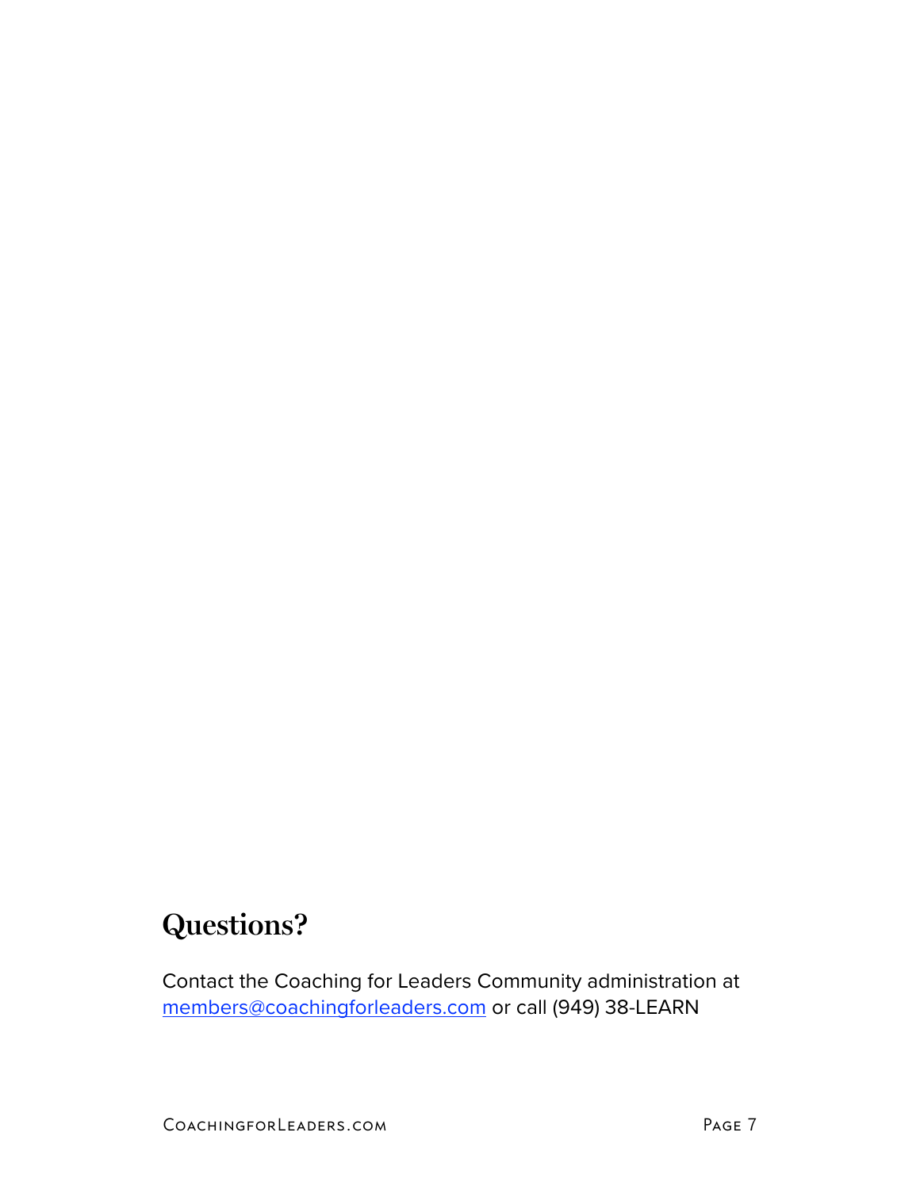## Questions?

Contact the Coaching for Leaders Community administration at [members@coachingforleaders.com](mailto:members@coachingforleaders.com) or call (949) 38-LEARN